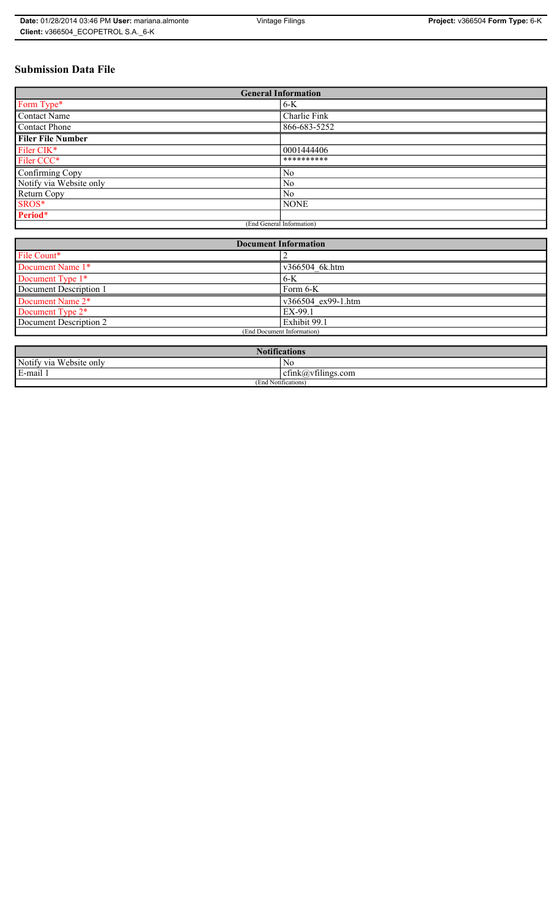# Submission Data File

| General Information | |
|---|---|
| Form Type* | 6-K |
| Contact Name | Charlie Fink |
| Contact Phone | 866-683-5252 |
| **Filer File Number** | |
| Filer CIK* | 0001444406 |
| Filer CCC* | ********** |
| Confirming Copy | No |
| Notify via Website only | No |
| Return Copy | No |
| SROS* | NONE |
| **Period*** | |
| (End General Information) | |

| Document Information | |
|---|---|
| File Count* | 2 |
| Document Name 1* | v366504_6k.htm |
| Document Type 1* | 6-K |
| Document Description 1 | Form 6-K |
| Document Name 2* | v366504_ex99-1.htm |
| Document Type 2* | EX-99.1 |
| Document Description 2 | Exhibit 99.1 |
| (End Document Information) | |

| Notifications | |
|---|---|
| Notify via Website only | No |
| E-mail 1 | cfink@vfilings.com |
| (End Notifications) | |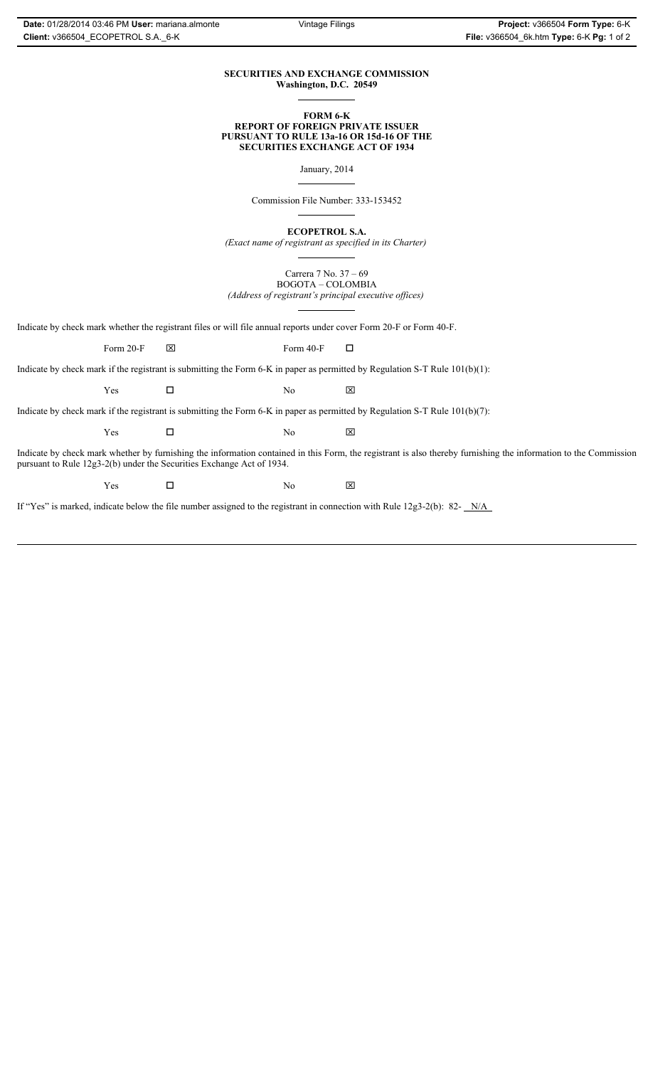**SECURITIES AND EXCHANGE COMMISSION**
**Washington, D.C. 20549**

**FORM 6-K**
**REPORT OF FOREIGN PRIVATE ISSUER**
**PURSUANT TO RULE 13a-16 OR 15d-16 OF THE**
**SECURITIES EXCHANGE ACT OF 1934**

January, 2014

Commission File Number: 333-153452

**ECOPETROL S.A.**
*(Exact name of registrant as specified in its Charter)*

Carrera 7 No. 37 – 69
BOGOTA – COLOMBIA
*(Address of registrant's principal executive offices)*

Indicate by check mark whether the registrant files or will file annual reports under cover Form 20-F or Form 40-F.

Form 20-F ☒ Form 40-F ☐

Indicate by check mark if the registrant is submitting the Form 6-K in paper as permitted by Regulation S-T Rule 101(b)(1):

Yes ☐ No ☒

Indicate by check mark if the registrant is submitting the Form 6-K in paper as permitted by Regulation S-T Rule 101(b)(7):

Yes ☐ No ☒

Indicate by check mark whether by furnishing the information contained in this Form, the registrant is also thereby furnishing the information to the Commission pursuant to Rule 12g3-2(b) under the Securities Exchange Act of 1934.

Yes ☐ No ☒

If "Yes" is marked, indicate below the file number assigned to the registrant in connection with Rule 12g3-2(b): 82- N/A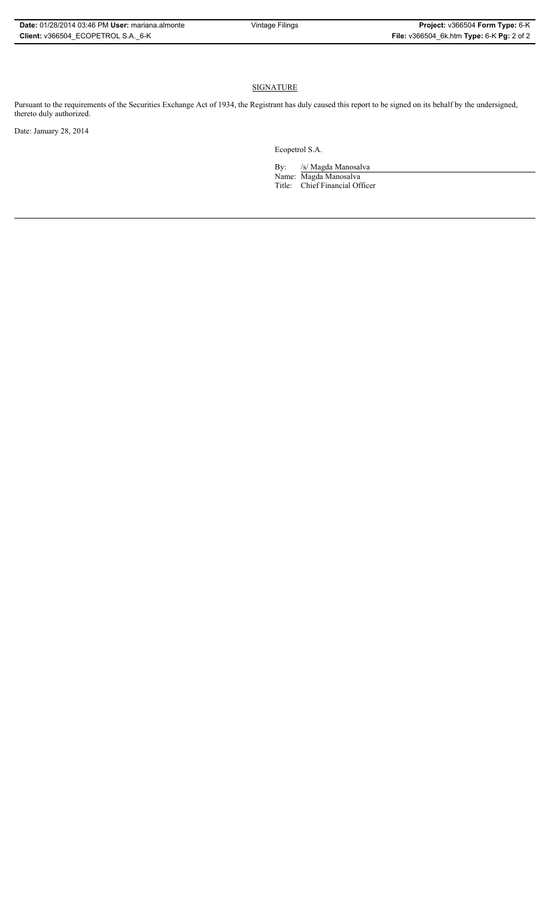## SIGNATURE

Pursuant to the requirements of the Securities Exchange Act of 1934, the Registrant has duly caused this report to be signed on its behalf by the undersigned, thereto duly authorized.

Date: January 28, 2014

Ecopetrol S.A.

By: /s/ Magda Manosalva

Name: Magda Manosalva

Title: Chief Financial Officer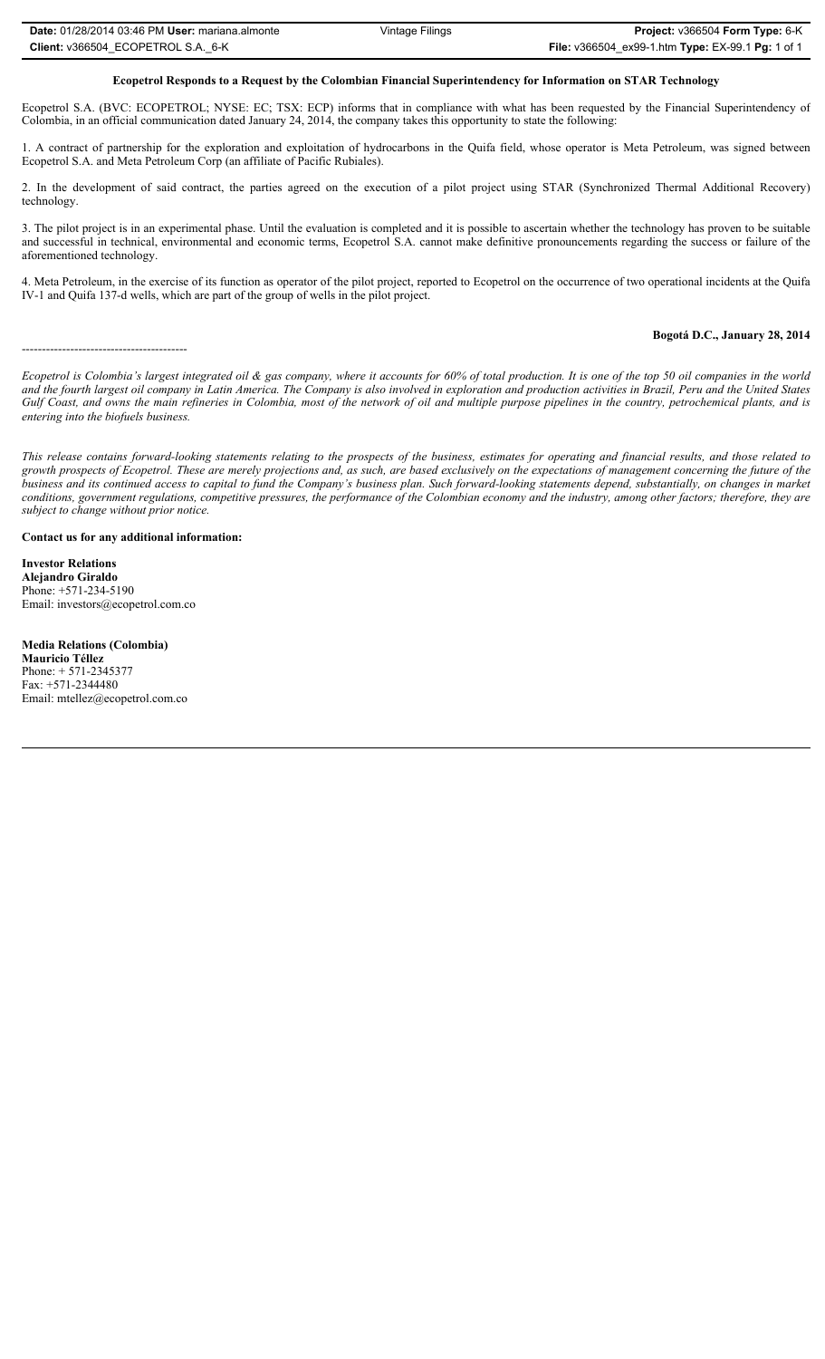**Ecopetrol Responds to a Request by the Colombian Financial Superintendency for Information on STAR Technology**

Ecopetrol S.A. (BVC: ECOPETROL; NYSE: EC; TSX: ECP) informs that in compliance with what has been requested by the Financial Superintendency of Colombia, in an official communication dated January 24, 2014, the company takes this opportunity to state the following:

1. A contract of partnership for the exploration and exploitation of hydrocarbons in the Quifa field, whose operator is Meta Petroleum, was signed between Ecopetrol S.A. and Meta Petroleum Corp (an affiliate of Pacific Rubiales).

2. In the development of said contract, the parties agreed on the execution of a pilot project using STAR (Synchronized Thermal Additional Recovery) technology.

3. The pilot project is in an experimental phase. Until the evaluation is completed and it is possible to ascertain whether the technology has proven to be suitable and successful in technical, environmental and economic terms, Ecopetrol S.A. cannot make definitive pronouncements regarding the success or failure of the aforementioned technology.

4. Meta Petroleum, in the exercise of its function as operator of the pilot project, reported to Ecopetrol on the occurrence of two operational incidents at the Quifa IV-1 and Quifa 137-d wells, which are part of the group of wells in the pilot project.

**Bogotá D.C., January 28, 2014**

-----------------------------------------

*Ecopetrol is Colombia's largest integrated oil & gas company, where it accounts for 60% of total production. It is one of the top 50 oil companies in the world and the fourth largest oil company in Latin America. The Company is also involved in exploration and production activities in Brazil, Peru and the United States Gulf Coast, and owns the main refineries in Colombia, most of the network of oil and multiple purpose pipelines in the country, petrochemical plants, and is entering into the biofuels business.*

*This release contains forward-looking statements relating to the prospects of the business, estimates for operating and financial results, and those related to growth prospects of Ecopetrol. These are merely projections and, as such, are based exclusively on the expectations of management concerning the future of the business and its continued access to capital to fund the Company's business plan. Such forward-looking statements depend, substantially, on changes in market conditions, government regulations, competitive pressures, the performance of the Colombian economy and the industry, among other factors; therefore, they are subject to change without prior notice.*

**Contact us for any additional information:**

**Investor Relations**
**Alejandro Giraldo**
Phone: +571-234-5190
Email: investors@ecopetrol.com.co

**Media Relations (Colombia)**
**Mauricio Téllez**
Phone: + 571-2345377
Fax: +571-2344480
Email: mtellez@ecopetrol.com.co